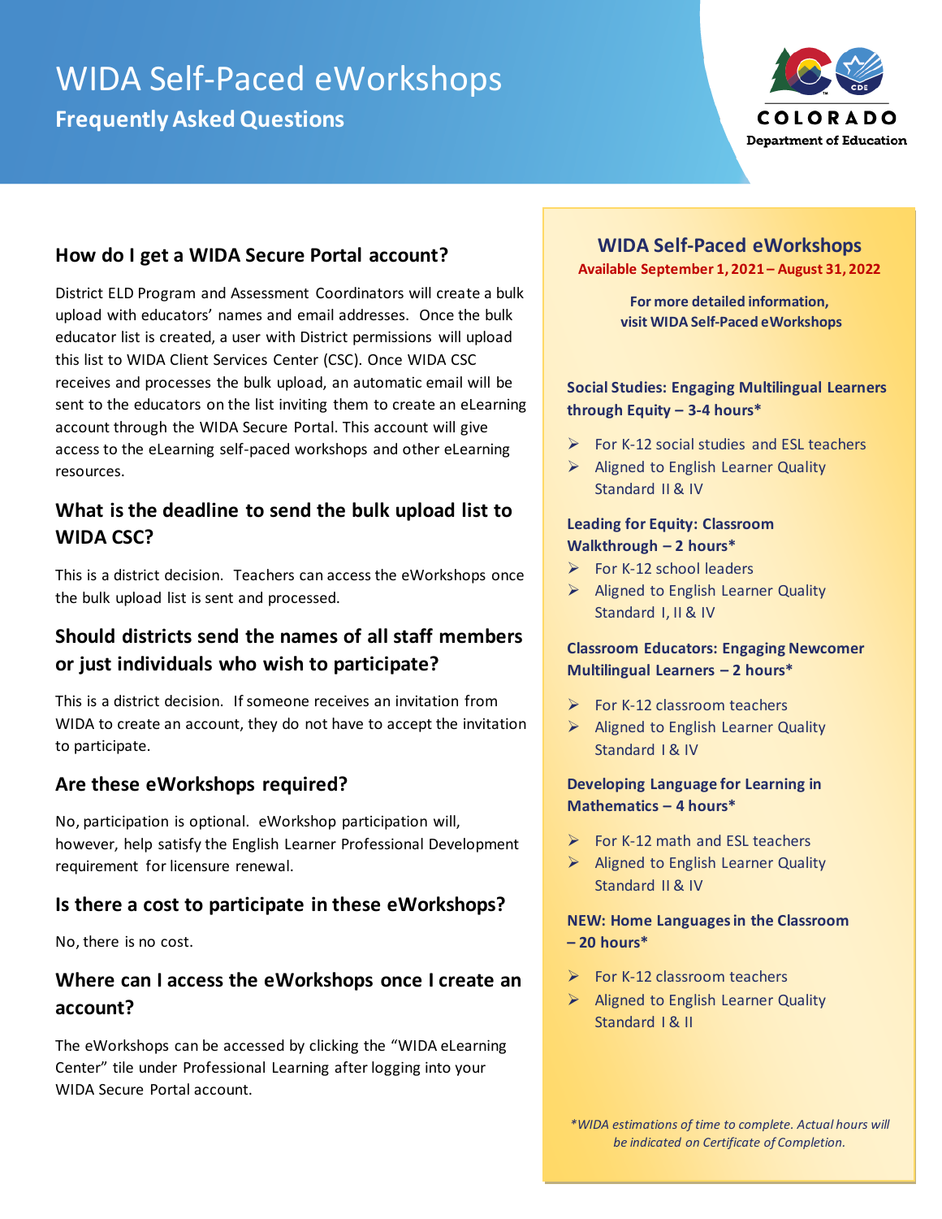# WIDA Self-Paced eWorkshops

## Frequently Asked Questions

### How do I get a WIDA Secure Portal account?

District ELD Program and Assessment Coordinators will create a bulk upload with educators' names and email addresses. Once the bulk educator list is created, a user with District permissions will upload this list to WIDA Client Services Center (CSC). Once WIDA CSC receives and processes the bulk upload, an automatic email will be sent to the educators on the list inviting them to create an eLearning account through the WIDA Secure Portal. This account will give access to the eLearning self-paced workshops and other eLearning resources.

### What is the deadline to send the bulk upload list to WIDA CSC?

This is a district decision. Teachers can access the eWorkshops once the bulk upload list is sent and processed.

### Should districts send the names of all staff members or just individuals who wish to participate?

This is a district decision. If someone receives an invitation from WIDA to create an account, they do not have to accept the invitation to participate.

### Are these eWorkshops required?

No, participation is optional. eWorkshop participation will, however, help satisfy the English Learner Professional Development requirement for licensure renewal.

### Is there a cost to participate in these eWorkshops?

No, there is no cost.

### Where can I access the eWorkshops once I create an account?

The eWorkshops can be accessed by clicking the "WIDA eLearning Center" tile under Professional Learning after logging into your WIDA Secure Portal account.

---

## WIDA Self-Paced eWorkshops

**Available September 1, 2021 – August 31, 2022**

**For more detailed information, visit WIDA Self-Paced eWorkshops**

**Social Studies: Engaging Multilingual Learners through Equity – 3-4 hours***

- For K-12 social studies and ESL teachers
- Aligned to English Learner Quality Standard II & IV

**Leading for Equity: Classroom Walkthrough – 2 hours***

- For K-12 school leaders
- Aligned to English Learner Quality Standard I, II & IV

**Classroom Educators: Engaging Newcomer Multilingual Learners – 2 hours***

- For K-12 classroom teachers
- Aligned to English Learner Quality Standard I & IV

**Developing Language for Learning in Mathematics – 4 hours***

- For K-12 math and ESL teachers
- Aligned to English Learner Quality Standard II & IV

**NEW: Home Languages in the Classroom – 20 hours***

- For K-12 classroom teachers
- Aligned to English Learner Quality Standard I & II

*\*WIDA estimations of time to complete. Actual hours will be indicated on Certificate of Completion.*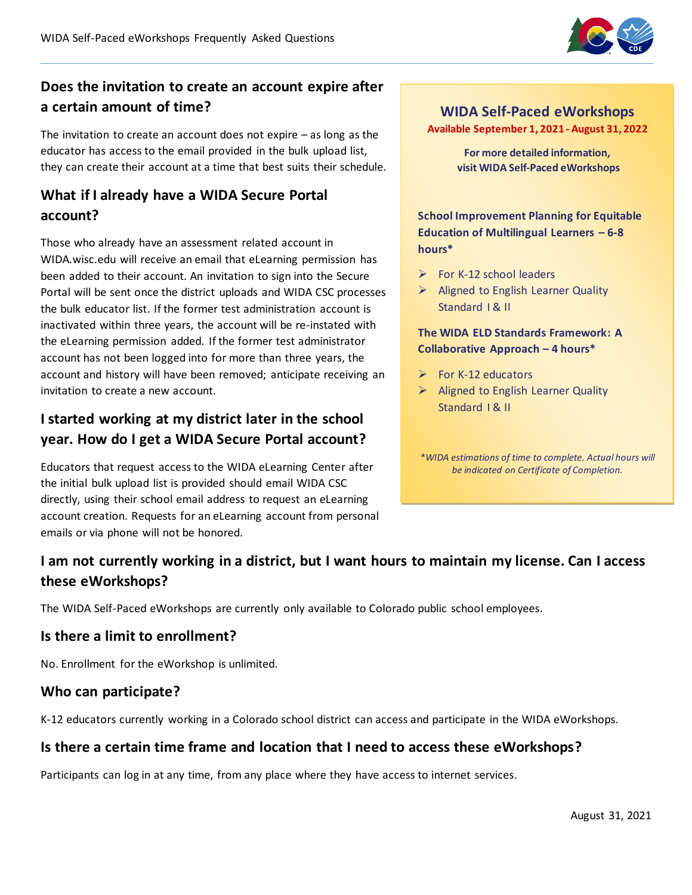## Does the invitation to create an account expire after a certain amount of time?

The invitation to create an account does not expire – as long as the educator has access to the email provided in the bulk upload list, they can create their account at a time that best suits their schedule.

## What if I already have a WIDA Secure Portal account?

Those who already have an assessment related account in WIDA.wisc.edu will receive an email that eLearning permission has been added to their account. An invitation to sign into the Secure Portal will be sent once the district uploads and WIDA CSC processes the bulk educator list. If the former test administration account is inactivated within three years, the account will be re-instated with the eLearning permission added. If the former test administrator account has not been logged into for more than three years, the account and history will have been removed; anticipate receiving an invitation to create a new account.

## I started working at my district later in the school year. How do I get a WIDA Secure Portal account?

Educators that request access to the WIDA eLearning Center after the initial bulk upload list is provided should email WIDA CSC directly, using their school email address to request an eLearning account creation. Requests for an eLearning account from personal emails or via phone will not be honored.

### WIDA Self-Paced eWorkshops

**Available September 1, 2021 - August 31, 2022**

**For more detailed information, visit WIDA Self-Paced eWorkshops**

**School Improvement Planning for Equitable Education of Multilingual Learners – 6-8 hours***

- For K-12 school leaders
- Aligned to English Learner Quality Standard I & II

**The WIDA ELD Standards Framework: A Collaborative Approach – 4 hours***

- For K-12 educators
- Aligned to English Learner Quality Standard I & II

*\*WIDA estimations of time to complete. Actual hours will be indicated on Certificate of Completion.*

## I am not currently working in a district, but I want hours to maintain my license. Can I access these eWorkshops?

The WIDA Self-Paced eWorkshops are currently only available to Colorado public school employees.

## Is there a limit to enrollment?

No. Enrollment for the eWorkshop is unlimited.

## Who can participate?

K-12 educators currently working in a Colorado school district can access and participate in the WIDA eWorkshops.

## Is there a certain time frame and location that I need to access these eWorkshops?

Participants can log in at any time, from any place where they have access to internet services.

August 31, 2021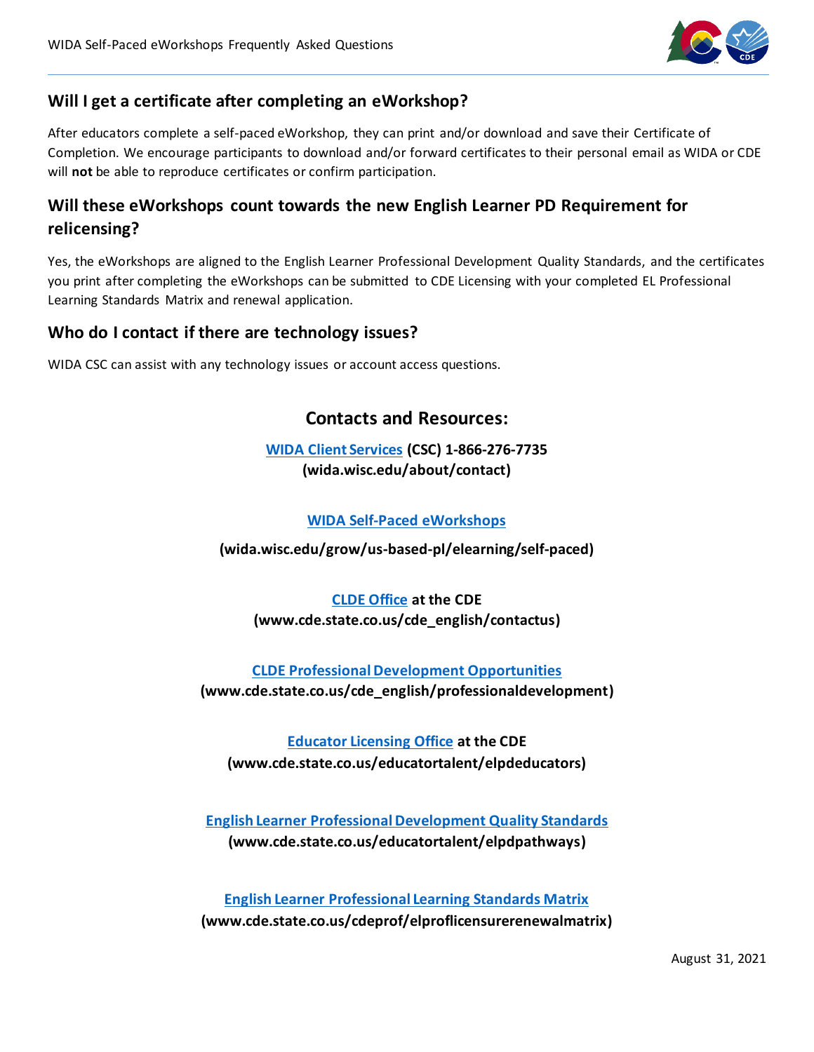## Will I get a certificate after completing an eWorkshop?

After educators complete a self-paced eWorkshop, they can print and/or download and save their Certificate of Completion. We encourage participants to download and/or forward certificates to their personal email as WIDA or CDE will **not** be able to reproduce certificates or confirm participation.

## Will these eWorkshops count towards the new English Learner PD Requirement for relicensing?

Yes, the eWorkshops are aligned to the English Learner Professional Development Quality Standards, and the certificates you print after completing the eWorkshops can be submitted to CDE Licensing with your completed EL Professional Learning Standards Matrix and renewal application.

## Who do I contact if there are technology issues?

WIDA CSC can assist with any technology issues or account access questions.

## Contacts and Resources:

**WIDA Client Services (CSC) 1-866-276-7735**
**(wida.wisc.edu/about/contact)**

**WIDA Self-Paced eWorkshops**

**(wida.wisc.edu/grow/us-based-pl/elearning/self-paced)**

**CLDE Office at the CDE**
**(www.cde.state.co.us/cde_english/contactus)**

**CLDE Professional Development Opportunities**
**(www.cde.state.co.us/cde_english/professionaldevelopment)**

**Educator Licensing Office at the CDE**
**(www.cde.state.co.us/educatortalent/elpdeducators)**

**English Learner Professional Development Quality Standards**
**(www.cde.state.co.us/educatortalent/elpdpathways)**

**English Learner Professional Learning Standards Matrix**
**(www.cde.state.co.us/cdeprof/elproflicensurerenewalmatrix)**

August 31, 2021